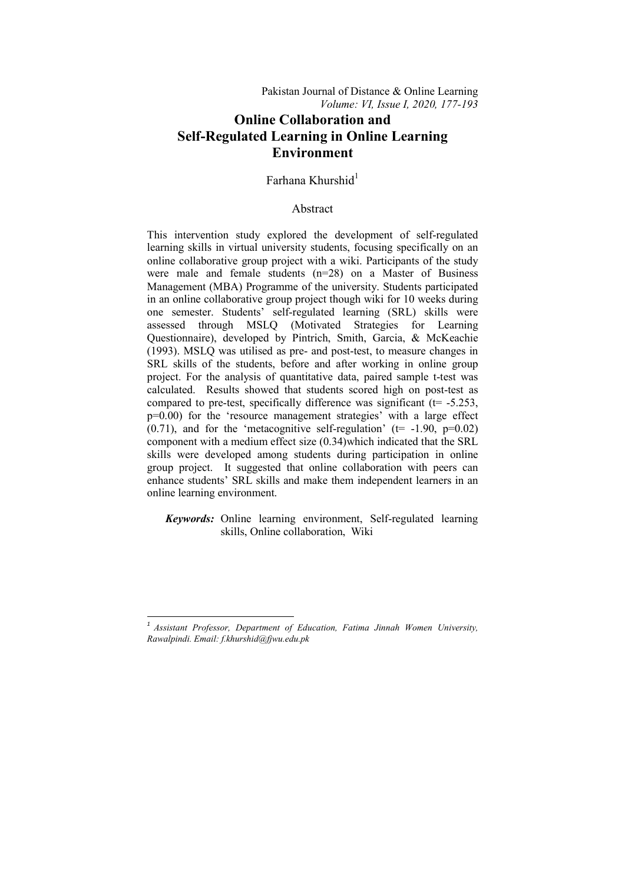# Online Collaboration and Self-Regulated Learning in Online Learning Environment

Farhana Khurshid[1]

## Abstract

This intervention study explored the development of self-regulated learning skills in virtual university students, focusing specifically on an online collaborative group project with a wiki. Participants of the study were male and female students (n=28) on a Master of Business Management (MBA) Programme of the university. Students participated in an online collaborative group project though wiki for 10 weeks during one semester. Students' self-regulated learning (SRL) skills were assessed through MSLQ (Motivated Strategies for Learning Questionnaire), developed by Pintrich, Smith, Garcia, & McKeachie (1993). MSLQ was utilised as pre- and post-test, to measure changes in SRL skills of the students, before and after working in online group project. For the analysis of quantitative data, paired sample t-test was calculated. Results showed that students scored high on post-test as compared to pre-test, specifically difference was significant (t= -5.253, p=0.00) for the 'resource management strategies' with a large effect (0.71), and for the 'metacognitive self-regulation' (t= -1.90, p=0.02) component with a medium effect size (0.34)which indicated that the SRL skills were developed among students during participation in online group project. It suggested that online collaboration with peers can enhance students' SRL skills and make them independent learners in an online learning environment.

***Keywords:*** Online learning environment, Self-regulated learning skills, Online collaboration, Wiki

---

[1] *Assistant Professor, Department of Education, Fatima Jinnah Women University, Rawalpindi. Email: f.khurshid@fjwu.edu.pk*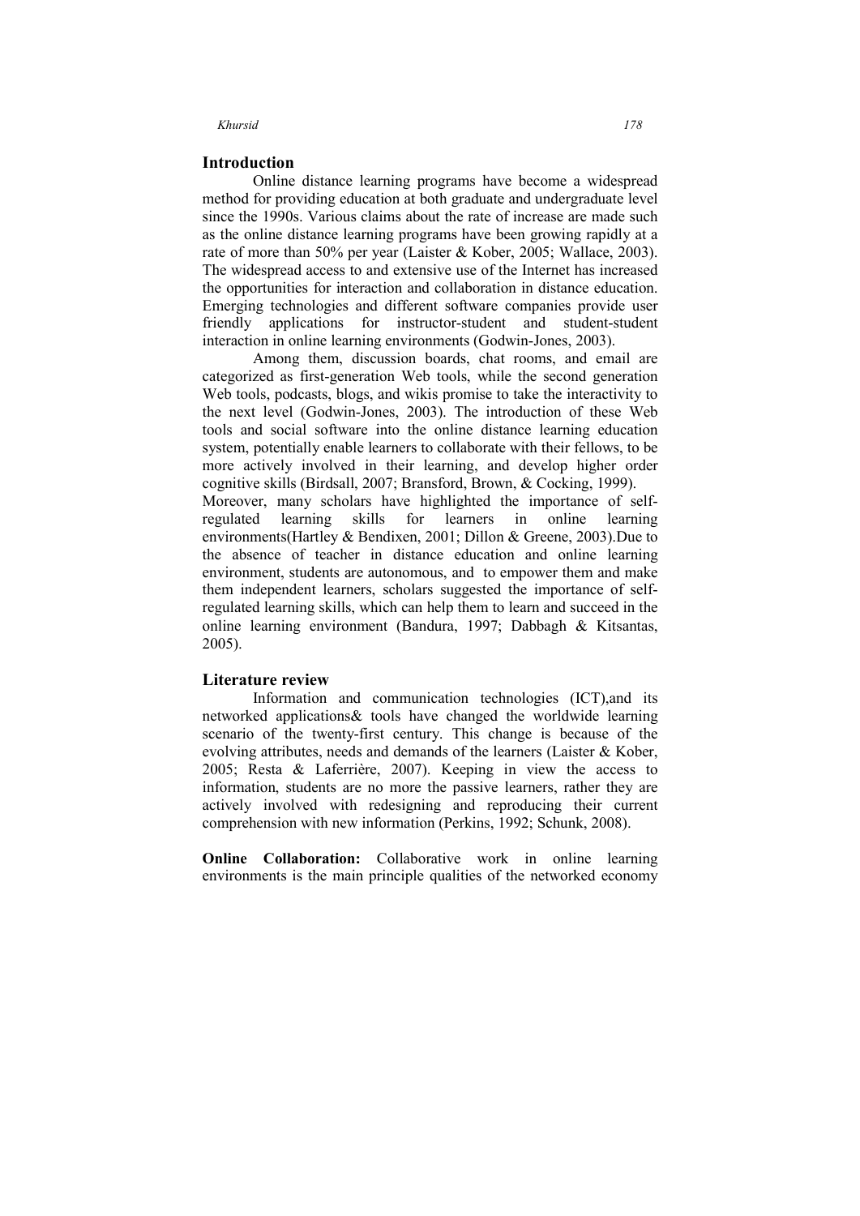## Introduction

Online distance learning programs have become a widespread method for providing education at both graduate and undergraduate level since the 1990s. Various claims about the rate of increase are made such as the online distance learning programs have been growing rapidly at a rate of more than 50% per year (Laister & Kober, 2005; Wallace, 2003). The widespread access to and extensive use of the Internet has increased the opportunities for interaction and collaboration in distance education. Emerging technologies and different software companies provide user friendly applications for instructor-student and student-student interaction in online learning environments (Godwin-Jones, 2003).

Among them, discussion boards, chat rooms, and email are categorized as first-generation Web tools, while the second generation Web tools, podcasts, blogs, and wikis promise to take the interactivity to the next level (Godwin-Jones, 2003). The introduction of these Web tools and social software into the online distance learning education system, potentially enable learners to collaborate with their fellows, to be more actively involved in their learning, and develop higher order cognitive skills (Birdsall, 2007; Bransford, Brown, & Cocking, 1999). Moreover, many scholars have highlighted the importance of self-regulated learning skills for learners in online learning environments(Hartley & Bendixen, 2001; Dillon & Greene, 2003).Due to the absence of teacher in distance education and online learning environment, students are autonomous, and to empower them and make them independent learners, scholars suggested the importance of self-regulated learning skills, which can help them to learn and succeed in the online learning environment (Bandura, 1997; Dabbagh & Kitsantas, 2005).

## Literature review

Information and communication technologies (ICT),and its networked applications& tools have changed the worldwide learning scenario of the twenty-first century. This change is because of the evolving attributes, needs and demands of the learners (Laister & Kober, 2005; Resta & Laferrière, 2007). Keeping in view the access to information, students are no more the passive learners, rather they are actively involved with redesigning and reproducing their current comprehension with new information (Perkins, 1992; Schunk, 2008).

**Online Collaboration:** Collaborative work in online learning environments is the main principle qualities of the networked economy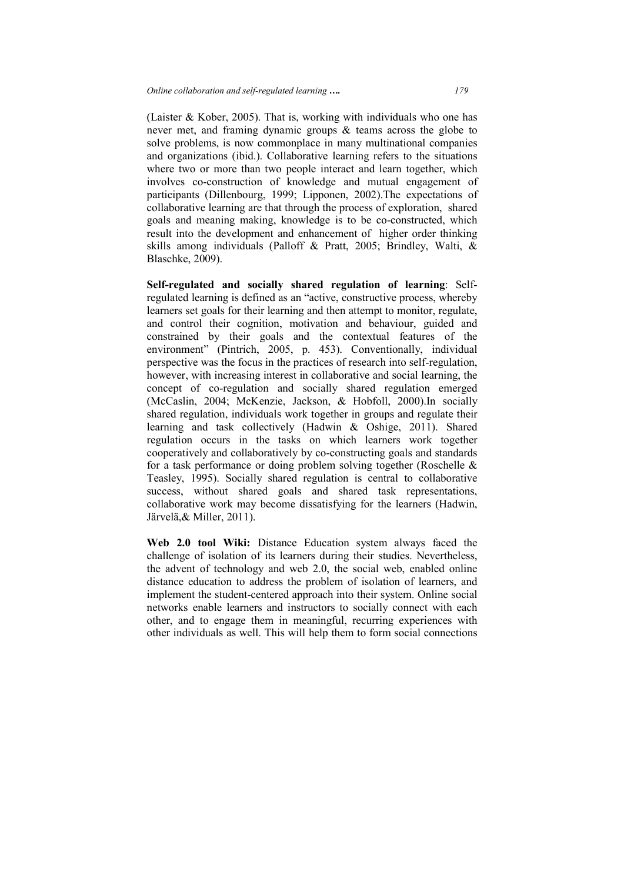(Laister & Kober, 2005). That is, working with individuals who one has never met, and framing dynamic groups & teams across the globe to solve problems, is now commonplace in many multinational companies and organizations (ibid.). Collaborative learning refers to the situations where two or more than two people interact and learn together, which involves co-construction of knowledge and mutual engagement of participants (Dillenbourg, 1999; Lipponen, 2002).The expectations of collaborative learning are that through the process of exploration, shared goals and meaning making, knowledge is to be co-constructed, which result into the development and enhancement of higher order thinking skills among individuals (Palloff & Pratt, 2005; Brindley, Walti, & Blaschke, 2009).

**Self-regulated and socially shared regulation of learning**: Self-regulated learning is defined as an "active, constructive process, whereby learners set goals for their learning and then attempt to monitor, regulate, and control their cognition, motivation and behaviour, guided and constrained by their goals and the contextual features of the environment" (Pintrich, 2005, p. 453). Conventionally, individual perspective was the focus in the practices of research into self-regulation, however, with increasing interest in collaborative and social learning, the concept of co-regulation and socially shared regulation emerged (McCaslin, 2004; McKenzie, Jackson, & Hobfoll, 2000).In socially shared regulation, individuals work together in groups and regulate their learning and task collectively (Hadwin & Oshige, 2011). Shared regulation occurs in the tasks on which learners work together cooperatively and collaboratively by co-constructing goals and standards for a task performance or doing problem solving together (Roschelle & Teasley, 1995). Socially shared regulation is central to collaborative success, without shared goals and shared task representations, collaborative work may become dissatisfying for the learners (Hadwin, Järvelä,& Miller, 2011).

**Web 2.0 tool Wiki:** Distance Education system always faced the challenge of isolation of its learners during their studies. Nevertheless, the advent of technology and web 2.0, the social web, enabled online distance education to address the problem of isolation of learners, and implement the student-centered approach into their system. Online social networks enable learners and instructors to socially connect with each other, and to engage them in meaningful, recurring experiences with other individuals as well. This will help them to form social connections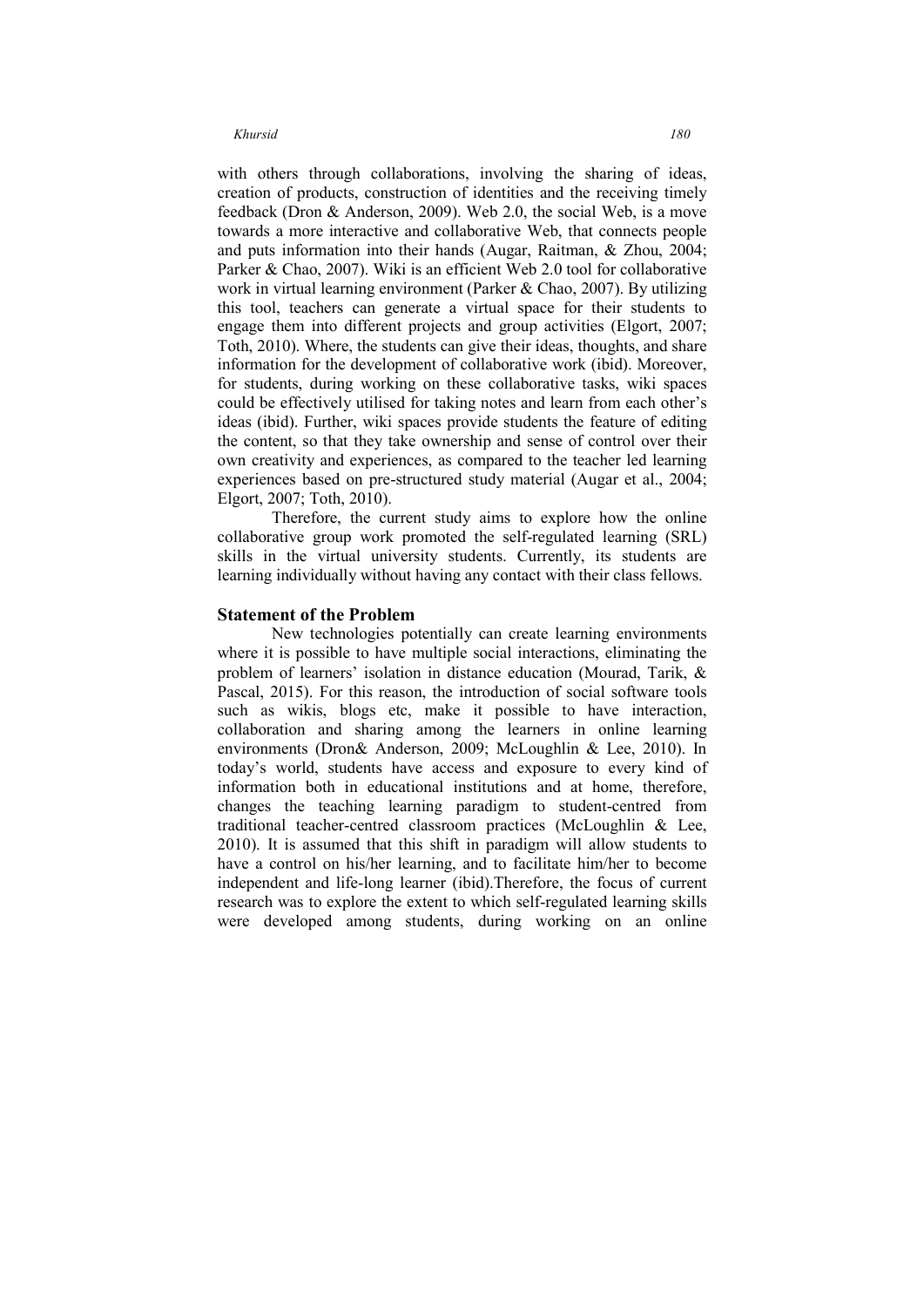with others through collaborations, involving the sharing of ideas, creation of products, construction of identities and the receiving timely feedback (Dron & Anderson, 2009). Web 2.0, the social Web, is a move towards a more interactive and collaborative Web, that connects people and puts information into their hands (Augar, Raitman, & Zhou, 2004; Parker & Chao, 2007). Wiki is an efficient Web 2.0 tool for collaborative work in virtual learning environment (Parker & Chao, 2007). By utilizing this tool, teachers can generate a virtual space for their students to engage them into different projects and group activities (Elgort, 2007; Toth, 2010). Where, the students can give their ideas, thoughts, and share information for the development of collaborative work (ibid). Moreover, for students, during working on these collaborative tasks, wiki spaces could be effectively utilised for taking notes and learn from each other's ideas (ibid). Further, wiki spaces provide students the feature of editing the content, so that they take ownership and sense of control over their own creativity and experiences, as compared to the teacher led learning experiences based on pre-structured study material (Augar et al., 2004; Elgort, 2007; Toth, 2010).

Therefore, the current study aims to explore how the online collaborative group work promoted the self-regulated learning (SRL) skills in the virtual university students. Currently, its students are learning individually without having any contact with their class fellows.

## Statement of the Problem

New technologies potentially can create learning environments where it is possible to have multiple social interactions, eliminating the problem of learners' isolation in distance education (Mourad, Tarik, & Pascal, 2015). For this reason, the introduction of social software tools such as wikis, blogs etc, make it possible to have interaction, collaboration and sharing among the learners in online learning environments (Dron& Anderson, 2009; McLoughlin & Lee, 2010). In today's world, students have access and exposure to every kind of information both in educational institutions and at home, therefore, changes the teaching learning paradigm to student-centred from traditional teacher-centred classroom practices (McLoughlin & Lee, 2010). It is assumed that this shift in paradigm will allow students to have a control on his/her learning, and to facilitate him/her to become independent and life-long learner (ibid).Therefore, the focus of current research was to explore the extent to which self-regulated learning skills were developed among students, during working on an online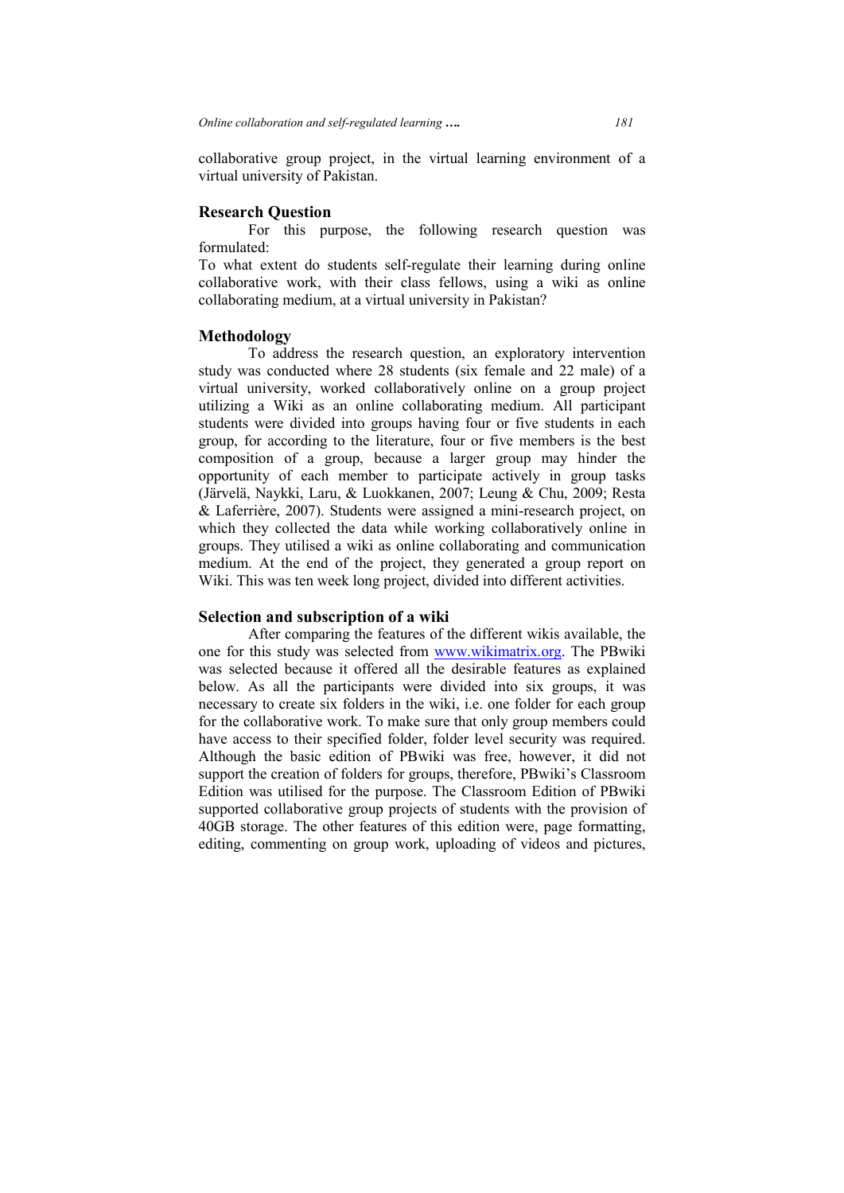collaborative group project, in the virtual learning environment of a virtual university of Pakistan.

## Research Question

For this purpose, the following research question was formulated:

To what extent do students self-regulate their learning during online collaborative work, with their class fellows, using a wiki as online collaborating medium, at a virtual university in Pakistan?

## Methodology

To address the research question, an exploratory intervention study was conducted where 28 students (six female and 22 male) of a virtual university, worked collaboratively online on a group project utilizing a Wiki as an online collaborating medium. All participant students were divided into groups having four or five students in each group, for according to the literature, four or five members is the best composition of a group, because a larger group may hinder the opportunity of each member to participate actively in group tasks (Järvelä, Naykki, Laru, & Luokkanen, 2007; Leung & Chu, 2009; Resta & Laferrière, 2007). Students were assigned a mini-research project, on which they collected the data while working collaboratively online in groups. They utilised a wiki as online collaborating and communication medium. At the end of the project, they generated a group report on Wiki. This was ten week long project, divided into different activities.

## Selection and subscription of a wiki

After comparing the features of the different wikis available, the one for this study was selected from www.wikimatrix.org. The PBwiki was selected because it offered all the desirable features as explained below. As all the participants were divided into six groups, it was necessary to create six folders in the wiki, i.e. one folder for each group for the collaborative work. To make sure that only group members could have access to their specified folder, folder level security was required. Although the basic edition of PBwiki was free, however, it did not support the creation of folders for groups, therefore, PBwiki's Classroom Edition was utilised for the purpose. The Classroom Edition of PBwiki supported collaborative group projects of students with the provision of 40GB storage. The other features of this edition were, page formatting, editing, commenting on group work, uploading of videos and pictures,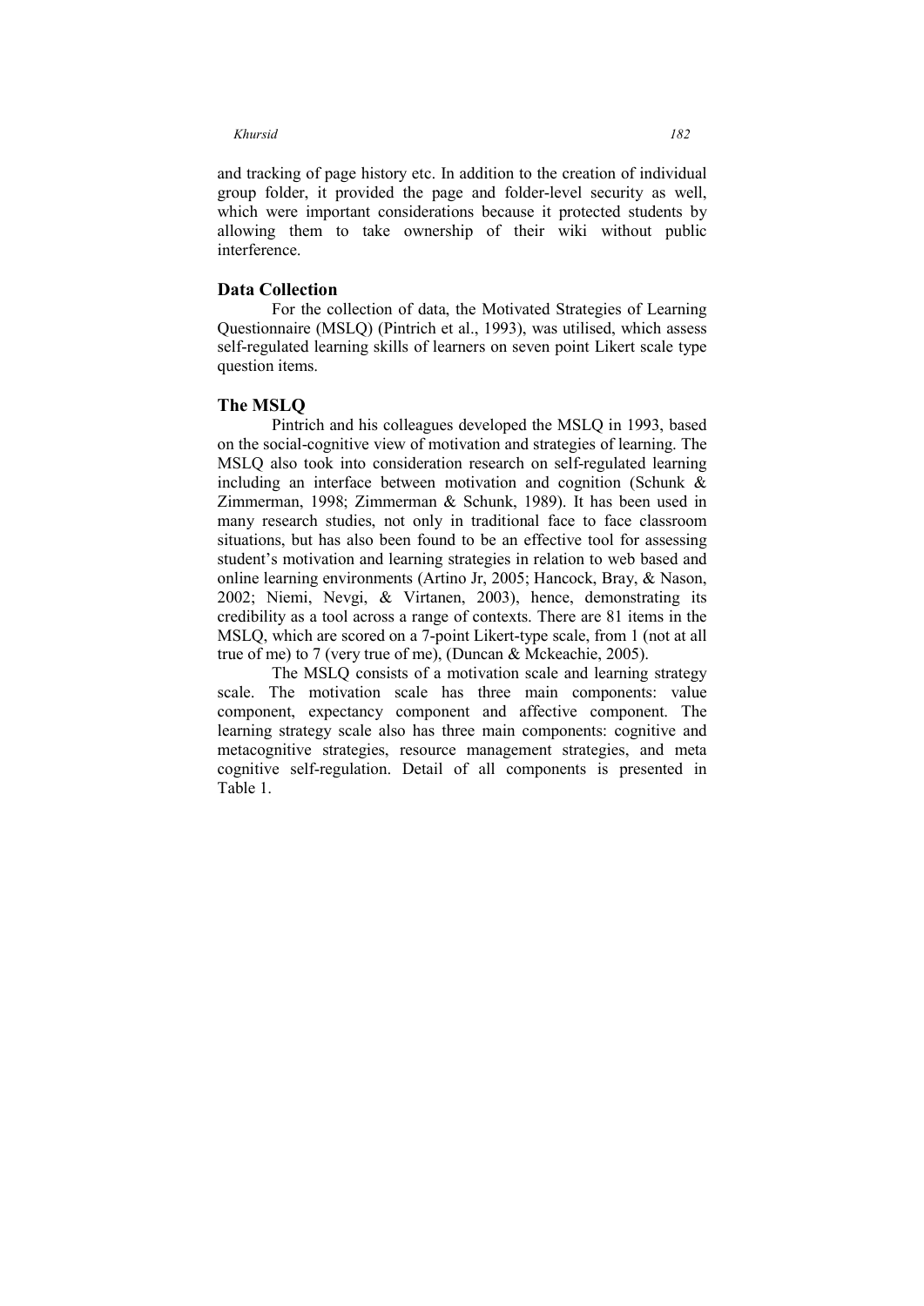and tracking of page history etc. In addition to the creation of individual group folder, it provided the page and folder-level security as well, which were important considerations because it protected students by allowing them to take ownership of their wiki without public interference.

## Data Collection

For the collection of data, the Motivated Strategies of Learning Questionnaire (MSLQ) (Pintrich et al., 1993), was utilised, which assess self-regulated learning skills of learners on seven point Likert scale type question items.

## The MSLQ

Pintrich and his colleagues developed the MSLQ in 1993, based on the social-cognitive view of motivation and strategies of learning. The MSLQ also took into consideration research on self-regulated learning including an interface between motivation and cognition (Schunk & Zimmerman, 1998; Zimmerman & Schunk, 1989). It has been used in many research studies, not only in traditional face to face classroom situations, but has also been found to be an effective tool for assessing student's motivation and learning strategies in relation to web based and online learning environments (Artino Jr, 2005; Hancock, Bray, & Nason, 2002; Niemi, Nevgi, & Virtanen, 2003), hence, demonstrating its credibility as a tool across a range of contexts. There are 81 items in the MSLQ, which are scored on a 7-point Likert-type scale, from 1 (not at all true of me) to 7 (very true of me), (Duncan & Mckeachie, 2005).

The MSLQ consists of a motivation scale and learning strategy scale. The motivation scale has three main components: value component, expectancy component and affective component. The learning strategy scale also has three main components: cognitive and metacognitive strategies, resource management strategies, and meta cognitive self-regulation. Detail of all components is presented in Table 1.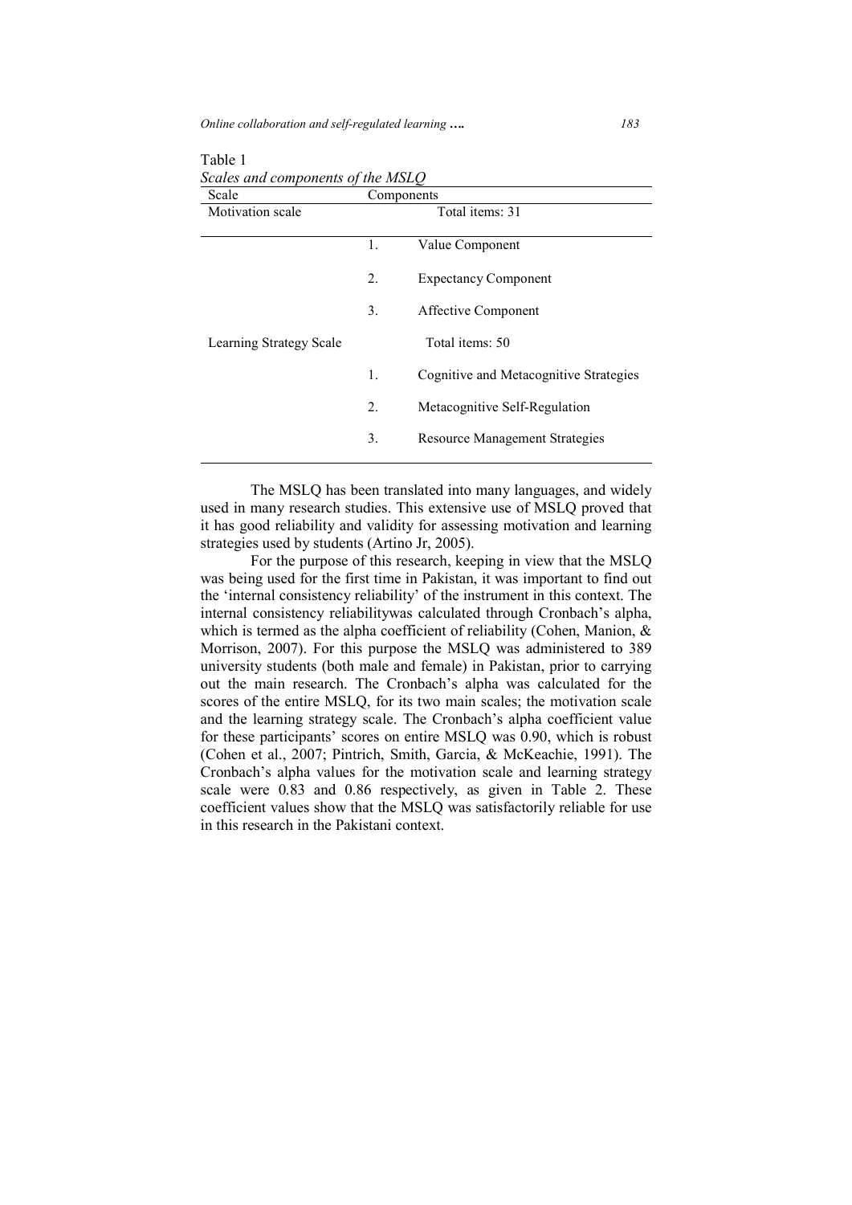Table 1

*Scales and components of the MSLQ*

| Scale | Components | |
|---|---|---|
| Motivation scale | Total items: 31 | |
| | 1. | Value Component |
| | 2. | Expectancy Component |
| | 3. | Affective Component |
| Learning Strategy Scale | Total items: 50 | |
| | 1. | Cognitive and Metacognitive Strategies |
| | 2. | Metacognitive Self-Regulation |
| | 3. | Resource Management Strategies |

The MSLQ has been translated into many languages, and widely used in many research studies. This extensive use of MSLQ proved that it has good reliability and validity for assessing motivation and learning strategies used by students (Artino Jr, 2005).

For the purpose of this research, keeping in view that the MSLQ was being used for the first time in Pakistan, it was important to find out the 'internal consistency reliability' of the instrument in this context. The internal consistency reliabilitywas calculated through Cronbach's alpha, which is termed as the alpha coefficient of reliability (Cohen, Manion, & Morrison, 2007). For this purpose the MSLQ was administered to 389 university students (both male and female) in Pakistan, prior to carrying out the main research. The Cronbach's alpha was calculated for the scores of the entire MSLQ, for its two main scales; the motivation scale and the learning strategy scale. The Cronbach's alpha coefficient value for these participants' scores on entire MSLQ was 0.90, which is robust (Cohen et al., 2007; Pintrich, Smith, Garcia, & McKeachie, 1991). The Cronbach's alpha values for the motivation scale and learning strategy scale were 0.83 and 0.86 respectively, as given in Table 2. These coefficient values show that the MSLQ was satisfactorily reliable for use in this research in the Pakistani context.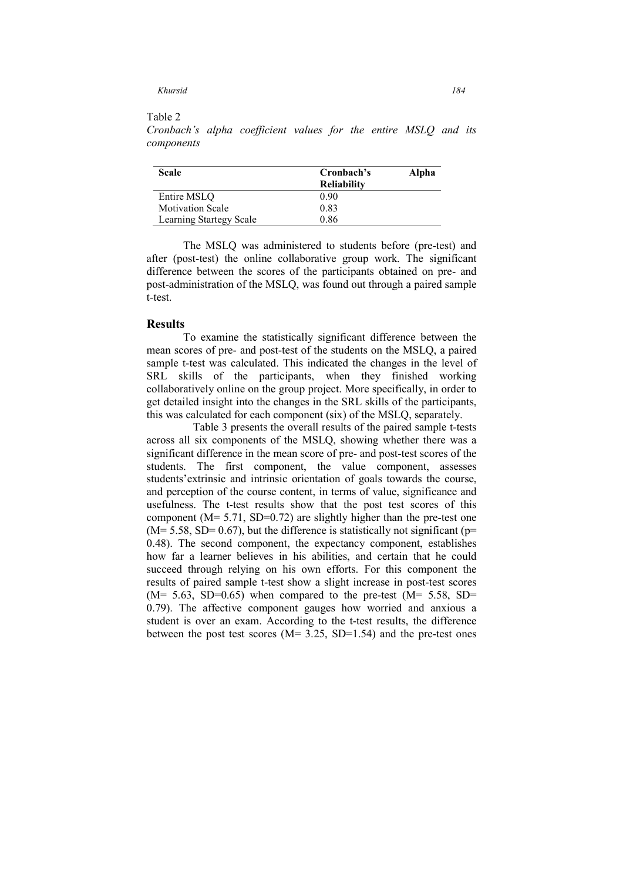Table 2

*Cronbach's alpha coefficient values for the entire MSLQ and its components*

| Scale | Cronbach's Alpha Reliability |
|---|---|
| Entire MSLQ | 0.90 |
| Motivation Scale | 0.83 |
| Learning Startegy Scale | 0.86 |

The MSLQ was administered to students before (pre-test) and after (post-test) the online collaborative group work. The significant difference between the scores of the participants obtained on pre- and post-administration of the MSLQ, was found out through a paired sample t-test.

## Results

To examine the statistically significant difference between the mean scores of pre- and post-test of the students on the MSLQ, a paired sample t-test was calculated. This indicated the changes in the level of SRL skills of the participants, when they finished working collaboratively online on the group project. More specifically, in order to get detailed insight into the changes in the SRL skills of the participants, this was calculated for each component (six) of the MSLQ, separately.

Table 3 presents the overall results of the paired sample t-tests across all six components of the MSLQ, showing whether there was a significant difference in the mean score of pre- and post-test scores of the students. The first component, the value component, assesses students'extrinsic and intrinsic orientation of goals towards the course, and perception of the course content, in terms of value, significance and usefulness. The t-test results show that the post test scores of this component ($M= 5.71$, $SD=0.72$) are slightly higher than the pre-test one ($M= 5.58$, $SD= 0.67$), but the difference is statistically not significant ($p= 0.48$). The second component, the expectancy component, establishes how far a learner believes in his abilities, and certain that he could succeed through relying on his own efforts. For this component the results of paired sample t-test show a slight increase in post-test scores ($M= 5.63$, $SD=0.65$) when compared to the pre-test ($M= 5.58$, $SD= 0.79$). The affective component gauges how worried and anxious a student is over an exam. According to the t-test results, the difference between the post test scores ($M= 3.25$, $SD=1.54$) and the pre-test ones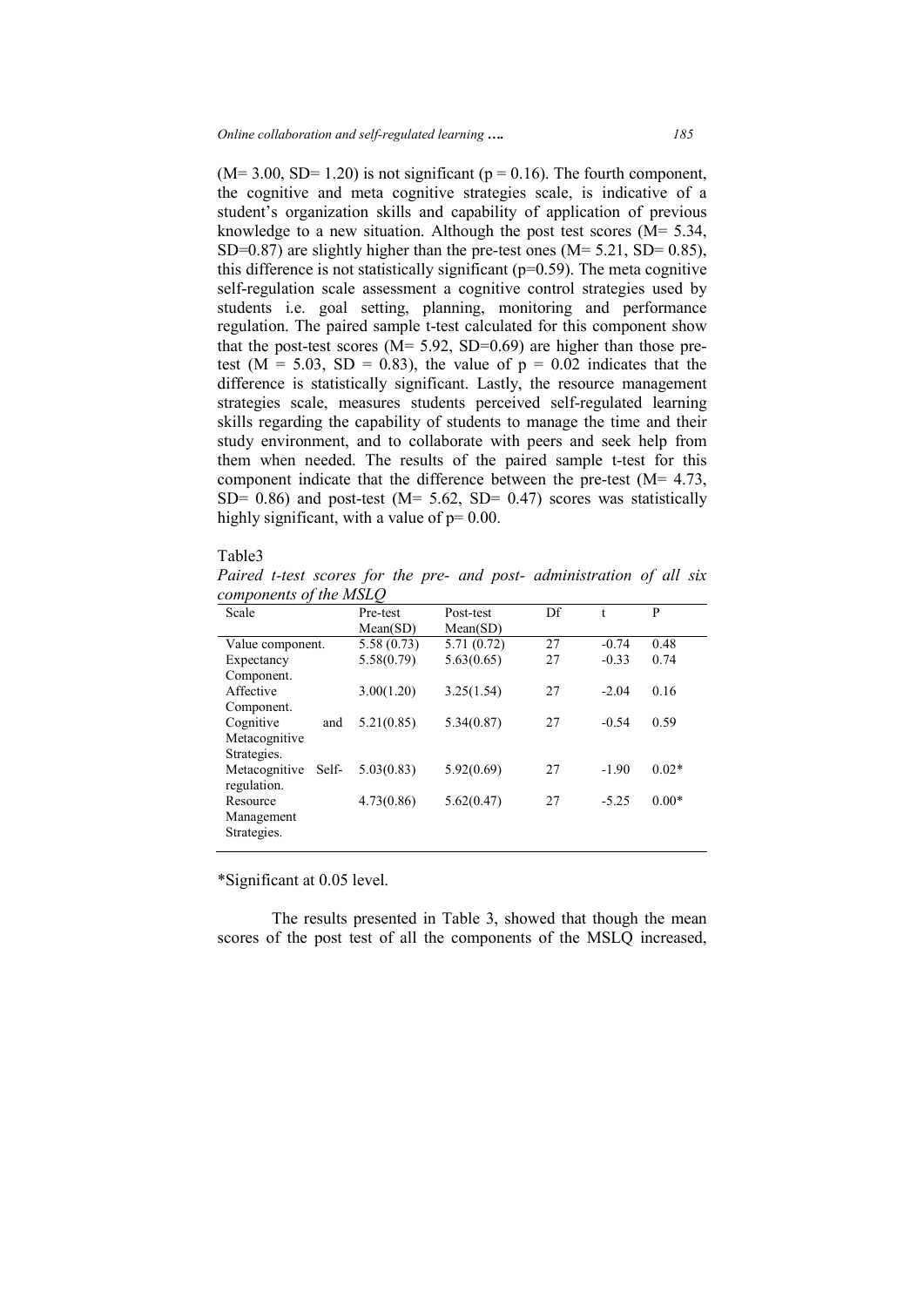($M= 3.00$, $SD= 1.20$) is not significant ($p = 0.16$). The fourth component, the cognitive and meta cognitive strategies scale, is indicative of a student's organization skills and capability of application of previous knowledge to a new situation. Although the post test scores ($M= 5.34$, $SD=0.87$) are slightly higher than the pre-test ones ($M= 5.21$, $SD= 0.85$), this difference is not statistically significant ($p=0.59$). The meta cognitive self-regulation scale assessment a cognitive control strategies used by students i.e. goal setting, planning, monitoring and performance regulation. The paired sample t-test calculated for this component show that the post-test scores ($M= 5.92$, $SD=0.69$) are higher than those pre-test ($M = 5.03$, $SD = 0.83$), the value of $p = 0.02$ indicates that the difference is statistically significant. Lastly, the resource management strategies scale, measures students perceived self-regulated learning skills regarding the capability of students to manage the time and their study environment, and to collaborate with peers and seek help from them when needed. The results of the paired sample t-test for this component indicate that the difference between the pre-test ($M= 4.73$, $SD= 0.86$) and post-test ($M= 5.62$, $SD= 0.47$) scores was statistically highly significant, with a value of $p= 0.00$.

Table3

*Paired t-test scores for the pre- and post- administration of all six components of the MSLQ*

| Scale | Pre-test Mean(SD) | Post-test Mean(SD) | Df | t | P |
|---|---|---|---|---|---|
| Value component. | 5.58 (0.73) | 5.71 (0.72) | 27 | -0.74 | 0.48 |
| Expectancy Component. | 5.58(0.79) | 5.63(0.65) | 27 | -0.33 | 0.74 |
| Affective Component. | 3.00(1.20) | 3.25(1.54) | 27 | -2.04 | 0.16 |
| Cognitive and Metacognitive Strategies. | 5.21(0.85) | 5.34(0.87) | 27 | -0.54 | 0.59 |
| Metacognitive Self-regulation. | 5.03(0.83) | 5.92(0.69) | 27 | -1.90 | 0.02* |
| Resource Management Strategies. | 4.73(0.86) | 5.62(0.47) | 27 | -5.25 | 0.00* |

*Significant at 0.05 level.

The results presented in Table 3, showed that though the mean scores of the post test of all the components of the MSLQ increased,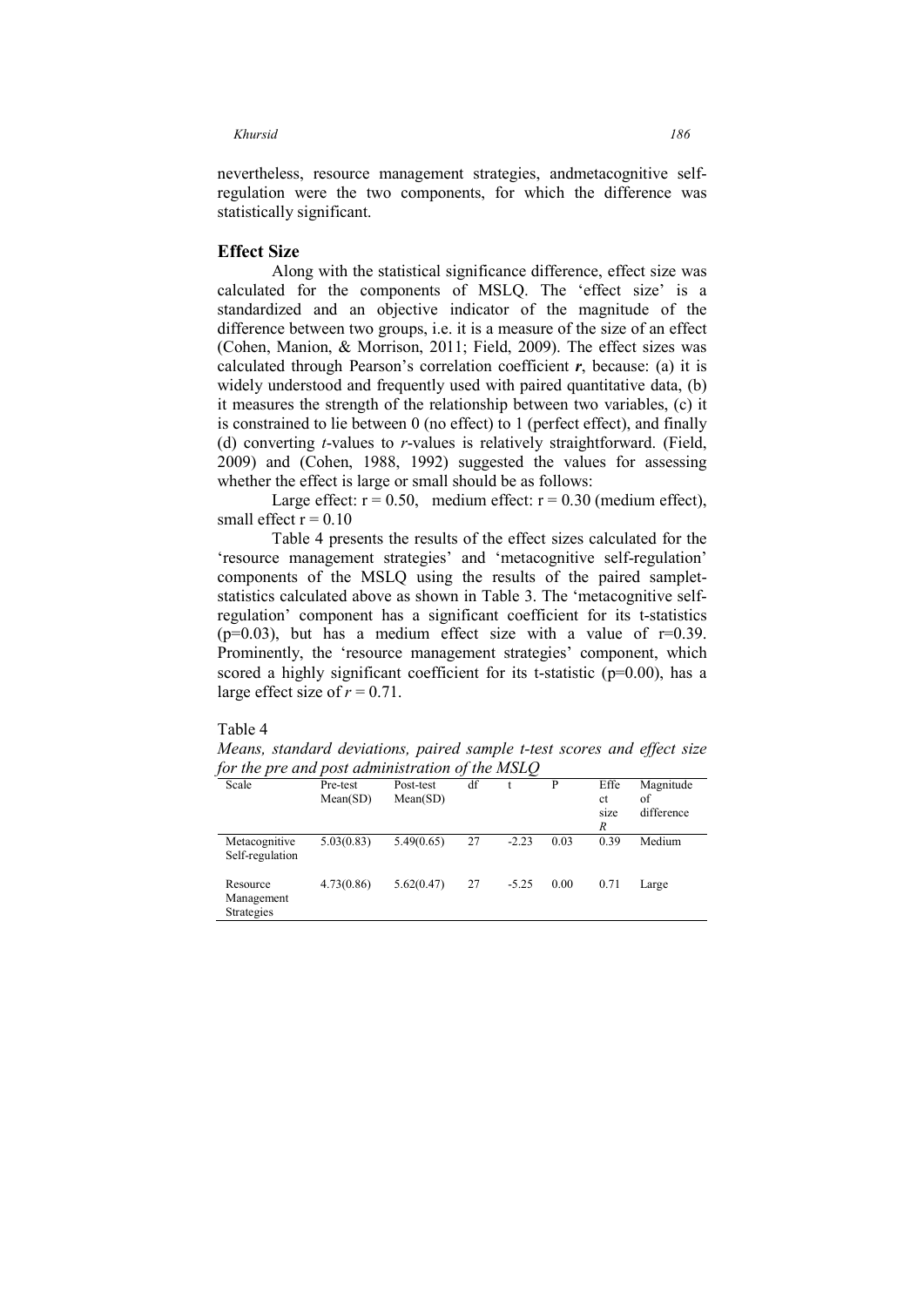nevertheless, resource management strategies, andmetacognitive self-regulation were the two components, for which the difference was statistically significant.

## Effect Size

Along with the statistical significance difference, effect size was calculated for the components of MSLQ. The 'effect size' is a standardized and an objective indicator of the magnitude of the difference between two groups, i.e. it is a measure of the size of an effect (Cohen, Manion, & Morrison, 2011; Field, 2009). The effect sizes was calculated through Pearson's correlation coefficient ***r***, because: (a) it is widely understood and frequently used with paired quantitative data, (b) it measures the strength of the relationship between two variables, (c) it is constrained to lie between 0 (no effect) to 1 (perfect effect), and finally (d) converting *t*-values to *r*-values is relatively straightforward. (Field, 2009) and (Cohen, 1988, 1992) suggested the values for assessing whether the effect is large or small should be as follows:

Large effect: $r = 0.50$, medium effect: $r = 0.30$ (medium effect), small effect $r = 0.10$

Table 4 presents the results of the effect sizes calculated for the 'resource management strategies' and 'metacognitive self-regulation' components of the MSLQ using the results of the paired samplet-statistics calculated above as shown in Table 3. The 'metacognitive self-regulation' component has a significant coefficient for its t-statistics ($p=0.03$), but has a medium effect size with a value of $r=0.39$. Prominently, the 'resource management strategies' component, which scored a highly significant coefficient for its t-statistic ($p=0.00$), has a large effect size of $r = 0.71$.

Table 4

*Means, standard deviations, paired sample t-test scores and effect size for the pre and post administration of the MSLQ*

| Scale | Pre-test Mean(SD) | Post-test Mean(SD) | df | t | P | Effect size *R* | Magnitude of difference |
|---|---|---|---|---|---|---|---|
| Metacognitive Self-regulation | 5.03(0.83) | 5.49(0.65) | 27 | -2.23 | 0.03 | 0.39 | Medium |
| Resource Management Strategies | 4.73(0.86) | 5.62(0.47) | 27 | -5.25 | 0.00 | 0.71 | Large |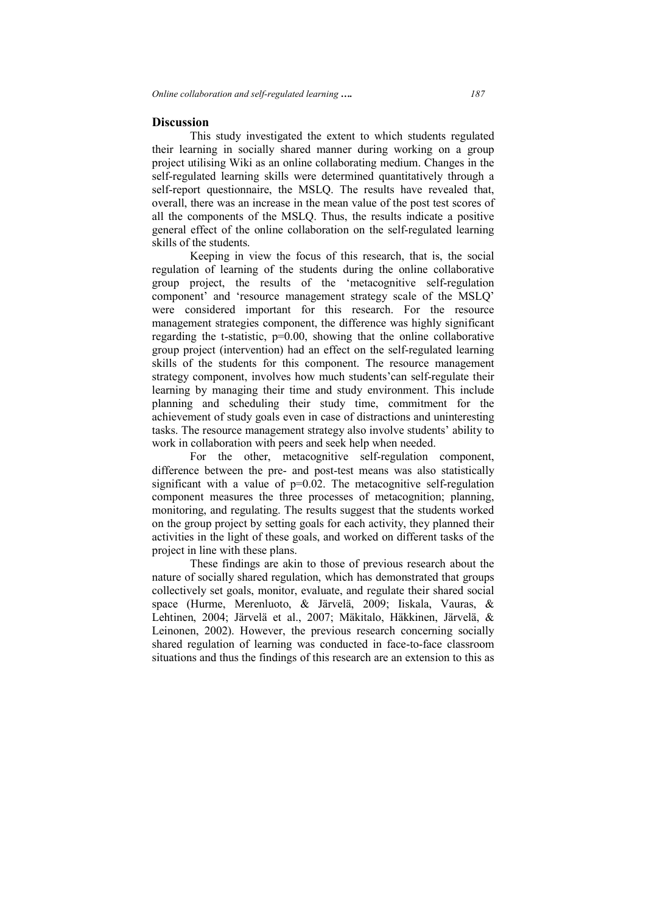## Discussion

This study investigated the extent to which students regulated their learning in socially shared manner during working on a group project utilising Wiki as an online collaborating medium. Changes in the self-regulated learning skills were determined quantitatively through a self-report questionnaire, the MSLQ. The results have revealed that, overall, there was an increase in the mean value of the post test scores of all the components of the MSLQ. Thus, the results indicate a positive general effect of the online collaboration on the self-regulated learning skills of the students.

Keeping in view the focus of this research, that is, the social regulation of learning of the students during the online collaborative group project, the results of the 'metacognitive self-regulation component' and 'resource management strategy scale of the MSLQ' were considered important for this research. For the resource management strategies component, the difference was highly significant regarding the t-statistic, $p=0.00$, showing that the online collaborative group project (intervention) had an effect on the self-regulated learning skills of the students for this component. The resource management strategy component, involves how much students'can self-regulate their learning by managing their time and study environment. This include planning and scheduling their study time, commitment for the achievement of study goals even in case of distractions and uninteresting tasks. The resource management strategy also involve students' ability to work in collaboration with peers and seek help when needed.

For the other, metacognitive self-regulation component, difference between the pre- and post-test means was also statistically significant with a value of $p=0.02$. The metacognitive self-regulation component measures the three processes of metacognition; planning, monitoring, and regulating. The results suggest that the students worked on the group project by setting goals for each activity, they planned their activities in the light of these goals, and worked on different tasks of the project in line with these plans.

These findings are akin to those of previous research about the nature of socially shared regulation, which has demonstrated that groups collectively set goals, monitor, evaluate, and regulate their shared social space (Hurme, Merenluoto, & Järvelä, 2009; Iiskala, Vauras, & Lehtinen, 2004; Järvelä et al., 2007; Mäkitalo, Häkkinen, Järvelä, & Leinonen, 2002). However, the previous research concerning socially shared regulation of learning was conducted in face-to-face classroom situations and thus the findings of this research are an extension to this as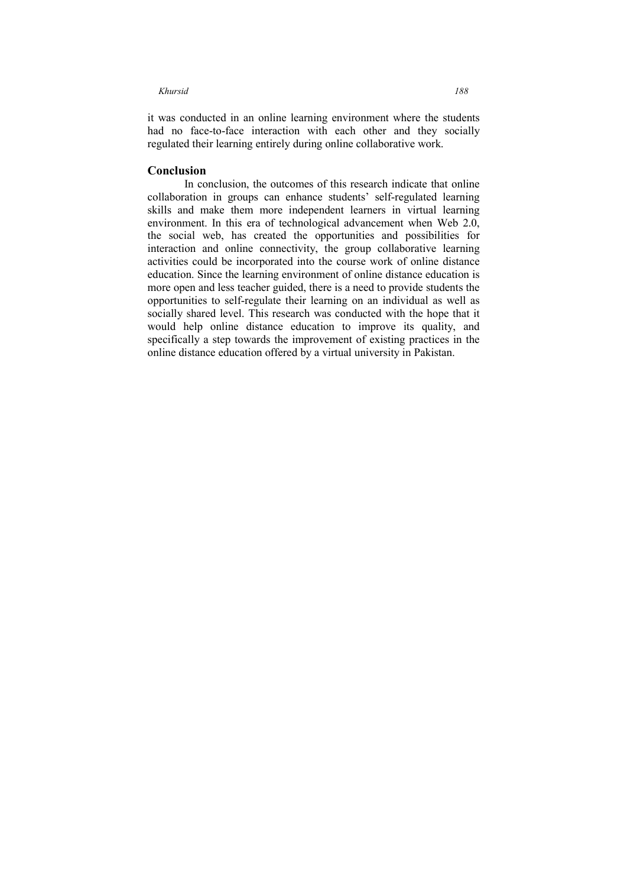it was conducted in an online learning environment where the students had no face-to-face interaction with each other and they socially regulated their learning entirely during online collaborative work.

## Conclusion

In conclusion, the outcomes of this research indicate that online collaboration in groups can enhance students' self-regulated learning skills and make them more independent learners in virtual learning environment. In this era of technological advancement when Web 2.0, the social web, has created the opportunities and possibilities for interaction and online connectivity, the group collaborative learning activities could be incorporated into the course work of online distance education. Since the learning environment of online distance education is more open and less teacher guided, there is a need to provide students the opportunities to self-regulate their learning on an individual as well as socially shared level. This research was conducted with the hope that it would help online distance education to improve its quality, and specifically a step towards the improvement of existing practices in the online distance education offered by a virtual university in Pakistan.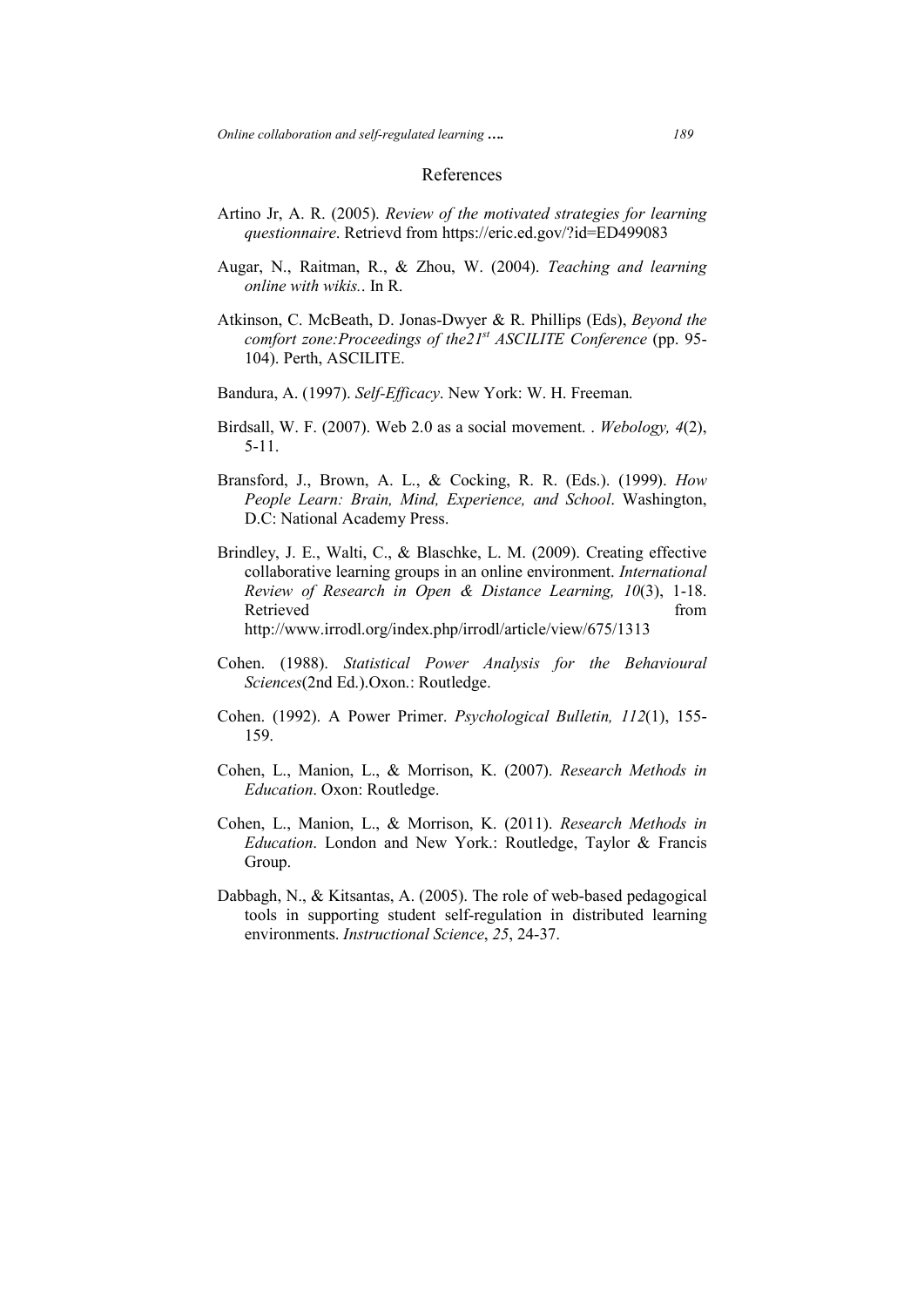# References

Artino Jr, A. R. (2005). *Review of the motivated strategies for learning questionnaire*. Retrievd from https://eric.ed.gov/?id=ED499083

Augar, N., Raitman, R., & Zhou, W. (2004). *Teaching and learning online with wikis.*. In R.

Atkinson, C. McBeath, D. Jonas-Dwyer & R. Phillips (Eds), *Beyond the comfort zone:Proceedings of the21st ASCILITE Conference* (pp. 95-104). Perth, ASCILITE.

Bandura, A. (1997). *Self-Efficacy*. New York: W. H. Freeman.

Birdsall, W. F. (2007). Web 2.0 as a social movement. . *Webology, 4*(2), 5-11.

Bransford, J., Brown, A. L., & Cocking, R. R. (Eds.). (1999). *How People Learn: Brain, Mind, Experience, and School*. Washington, D.C: National Academy Press.

Brindley, J. E., Walti, C., & Blaschke, L. M. (2009). Creating effective collaborative learning groups in an online environment. *International Review of Research in Open & Distance Learning, 10*(3), 1-18. Retrieved from http://www.irrodl.org/index.php/irrodl/article/view/675/1313

Cohen. (1988). *Statistical Power Analysis for the Behavioural Sciences*(2nd Ed.).Oxon.: Routledge.

Cohen. (1992). A Power Primer. *Psychological Bulletin, 112*(1), 155-159.

Cohen, L., Manion, L., & Morrison, K. (2007). *Research Methods in Education*. Oxon: Routledge.

Cohen, L., Manion, L., & Morrison, K. (2011). *Research Methods in Education*. London and New York.: Routledge, Taylor & Francis Group.

Dabbagh, N., & Kitsantas, A. (2005). The role of web-based pedagogical tools in supporting student self-regulation in distributed learning environments. *Instructional Science*, *25*, 24-37.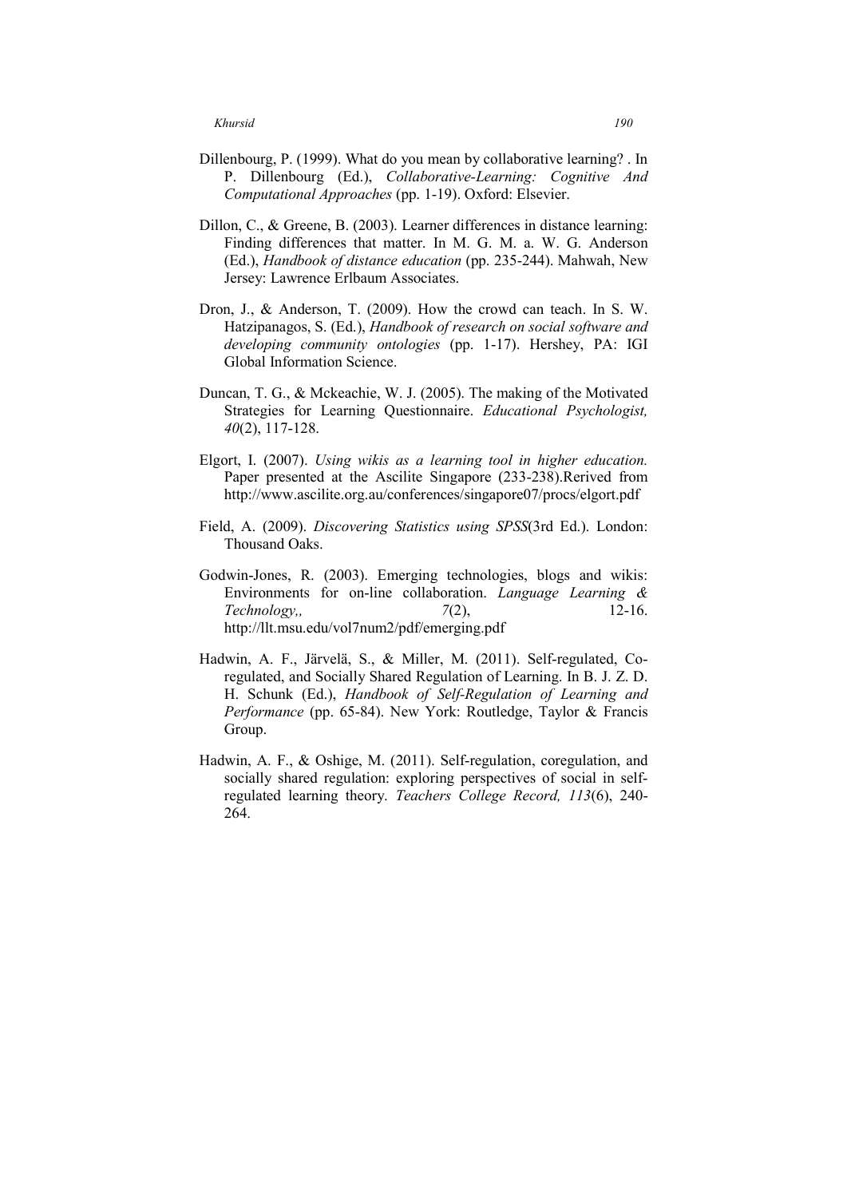Dillenbourg, P. (1999). What do you mean by collaborative learning? . In P. Dillenbourg (Ed.), *Collaborative-Learning: Cognitive And Computational Approaches* (pp. 1-19). Oxford: Elsevier.

Dillon, C., & Greene, B. (2003). Learner differences in distance learning: Finding differences that matter. In M. G. M. a. W. G. Anderson (Ed.), *Handbook of distance education* (pp. 235-244). Mahwah, New Jersey: Lawrence Erlbaum Associates.

Dron, J., & Anderson, T. (2009). How the crowd can teach. In S. W. Hatzipanagos, S. (Ed.), *Handbook of research on social software and developing community ontologies* (pp. 1-17). Hershey, PA: IGI Global Information Science.

Duncan, T. G., & Mckeachie, W. J. (2005). The making of the Motivated Strategies for Learning Questionnaire. *Educational Psychologist, 40*(2), 117-128.

Elgort, I. (2007). *Using wikis as a learning tool in higher education.* Paper presented at the Ascilite Singapore (233-238).Rerived from http://www.ascilite.org.au/conferences/singapore07/procs/elgort.pdf

Field, A. (2009). *Discovering Statistics using SPSS*(3rd Ed.). London: Thousand Oaks.

Godwin-Jones, R. (2003). Emerging technologies, blogs and wikis: Environments for on-line collaboration. *Language Learning & Technology,, 7*(2), 12-16. http://llt.msu.edu/vol7num2/pdf/emerging.pdf

Hadwin, A. F., Järvelä, S., & Miller, M. (2011). Self-regulated, Co-regulated, and Socially Shared Regulation of Learning. In B. J. Z. D. H. Schunk (Ed.), *Handbook of Self-Regulation of Learning and Performance* (pp. 65-84). New York: Routledge, Taylor & Francis Group.

Hadwin, A. F., & Oshige, M. (2011). Self-regulation, coregulation, and socially shared regulation: exploring perspectives of social in self-regulated learning theory. *Teachers College Record, 113*(6), 240-264.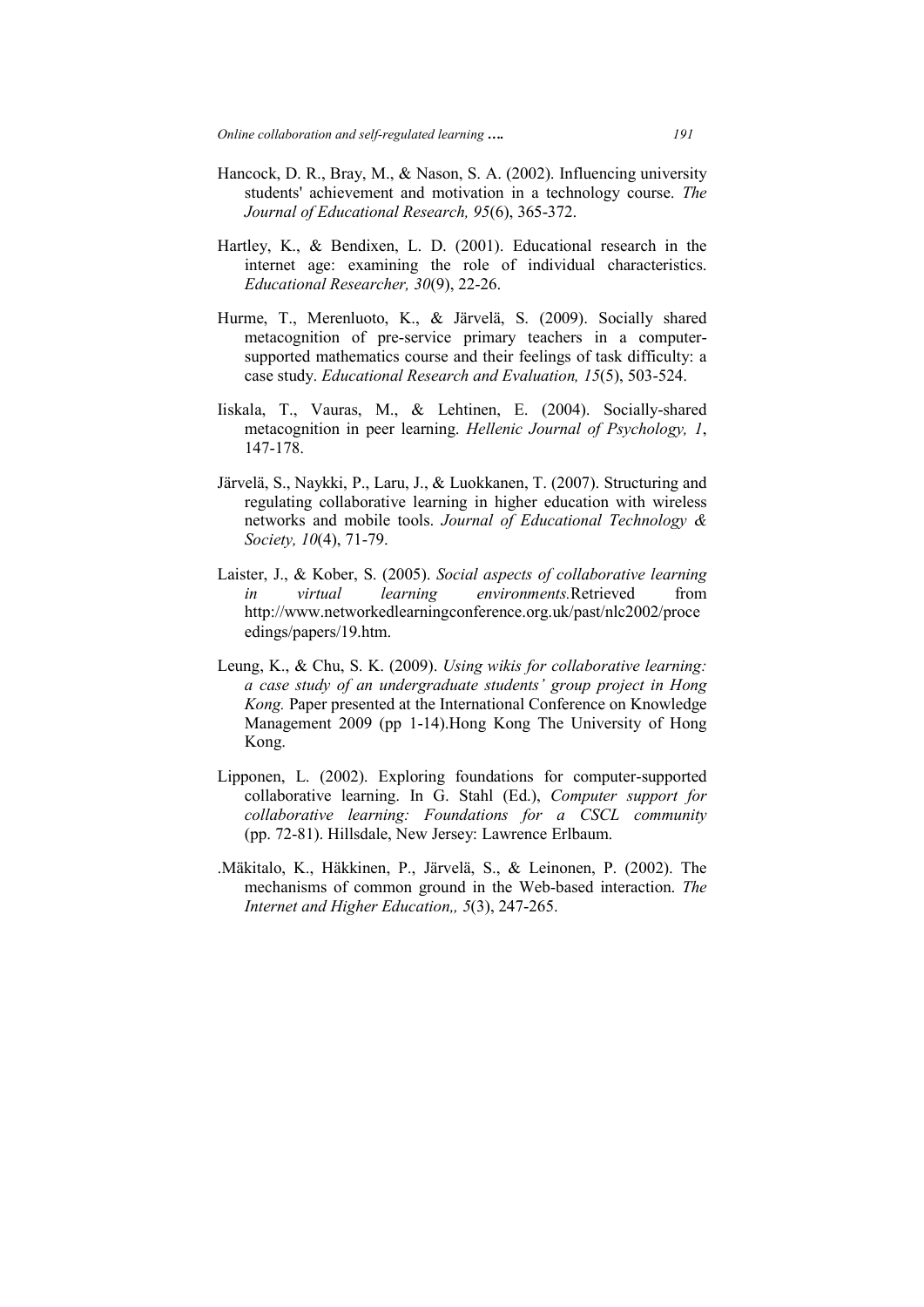Hancock, D. R., Bray, M., & Nason, S. A. (2002). Influencing university students' achievement and motivation in a technology course. *The Journal of Educational Research, 95*(6), 365-372.

Hartley, K., & Bendixen, L. D. (2001). Educational research in the internet age: examining the role of individual characteristics. *Educational Researcher, 30*(9), 22-26.

Hurme, T., Merenluoto, K., & Järvelä, S. (2009). Socially shared metacognition of pre-service primary teachers in a computer-supported mathematics course and their feelings of task difficulty: a case study. *Educational Research and Evaluation, 15*(5), 503-524.

Iiskala, T., Vauras, M., & Lehtinen, E. (2004). Socially-shared metacognition in peer learning. *Hellenic Journal of Psychology, 1*, 147-178.

Järvelä, S., Naykki, P., Laru, J., & Luokkanen, T. (2007). Structuring and regulating collaborative learning in higher education with wireless networks and mobile tools. *Journal of Educational Technology & Society, 10*(4), 71-79.

Laister, J., & Kober, S. (2005). *Social aspects of collaborative learning in virtual learning environments.*Retrieved from http://www.networkedlearningconference.org.uk/past/nlc2002/proceedings/papers/19.htm.

Leung, K., & Chu, S. K. (2009). *Using wikis for collaborative learning: a case study of an undergraduate students' group project in Hong Kong.* Paper presented at the International Conference on Knowledge Management 2009 (pp 1-14).Hong Kong The University of Hong Kong.

Lipponen, L. (2002). Exploring foundations for computer-supported collaborative learning. In G. Stahl (Ed.), *Computer support for collaborative learning: Foundations for a CSCL community* (pp. 72-81). Hillsdale, New Jersey: Lawrence Erlbaum.

.Mäkitalo, K., Häkkinen, P., Järvelä, S., & Leinonen, P. (2002). The mechanisms of common ground in the Web-based interaction. *The Internet and Higher Education,, 5*(3), 247-265.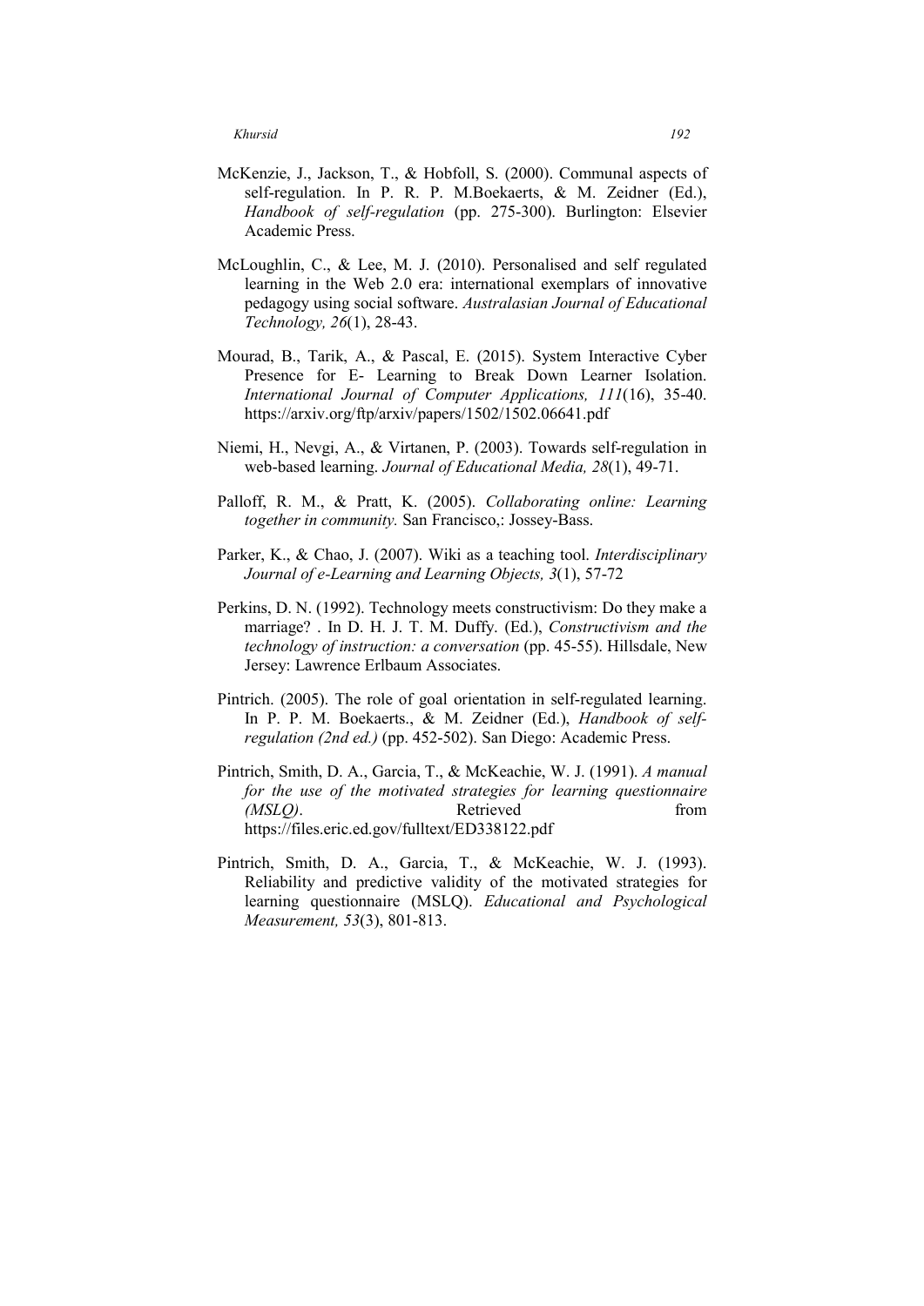McKenzie, J., Jackson, T., & Hobfoll, S. (2000). Communal aspects of self-regulation. In P. R. P. M.Boekaerts, & M. Zeidner (Ed.), *Handbook of self-regulation* (pp. 275-300). Burlington: Elsevier Academic Press.

McLoughlin, C., & Lee, M. J. (2010). Personalised and self regulated learning in the Web 2.0 era: international exemplars of innovative pedagogy using social software. *Australasian Journal of Educational Technology, 26*(1), 28-43.

Mourad, B., Tarik, A., & Pascal, E. (2015). System Interactive Cyber Presence for E- Learning to Break Down Learner Isolation. *International Journal of Computer Applications, 111*(16), 35-40. https://arxiv.org/ftp/arxiv/papers/1502/1502.06641.pdf

Niemi, H., Nevgi, A., & Virtanen, P. (2003). Towards self-regulation in web-based learning. *Journal of Educational Media, 28*(1), 49-71.

Palloff, R. M., & Pratt, K. (2005). *Collaborating online: Learning together in community.* San Francisco,: Jossey-Bass.

Parker, K., & Chao, J. (2007). Wiki as a teaching tool. *Interdisciplinary Journal of e-Learning and Learning Objects, 3*(1), 57-72

Perkins, D. N. (1992). Technology meets constructivism: Do they make a marriage? . In D. H. J. T. M. Duffy. (Ed.), *Constructivism and the technology of instruction: a conversation* (pp. 45-55). Hillsdale, New Jersey: Lawrence Erlbaum Associates.

Pintrich. (2005). The role of goal orientation in self-regulated learning. In P. P. M. Boekaerts., & M. Zeidner (Ed.), *Handbook of self-regulation (2nd ed.)* (pp. 452-502). San Diego: Academic Press.

Pintrich, Smith, D. A., Garcia, T., & McKeachie, W. J. (1991). *A manual for the use of the motivated strategies for learning questionnaire (MSLQ)*. Retrieved from https://files.eric.ed.gov/fulltext/ED338122.pdf

Pintrich, Smith, D. A., Garcia, T., & McKeachie, W. J. (1993). Reliability and predictive validity of the motivated strategies for learning questionnaire (MSLQ). *Educational and Psychological Measurement, 53*(3), 801-813.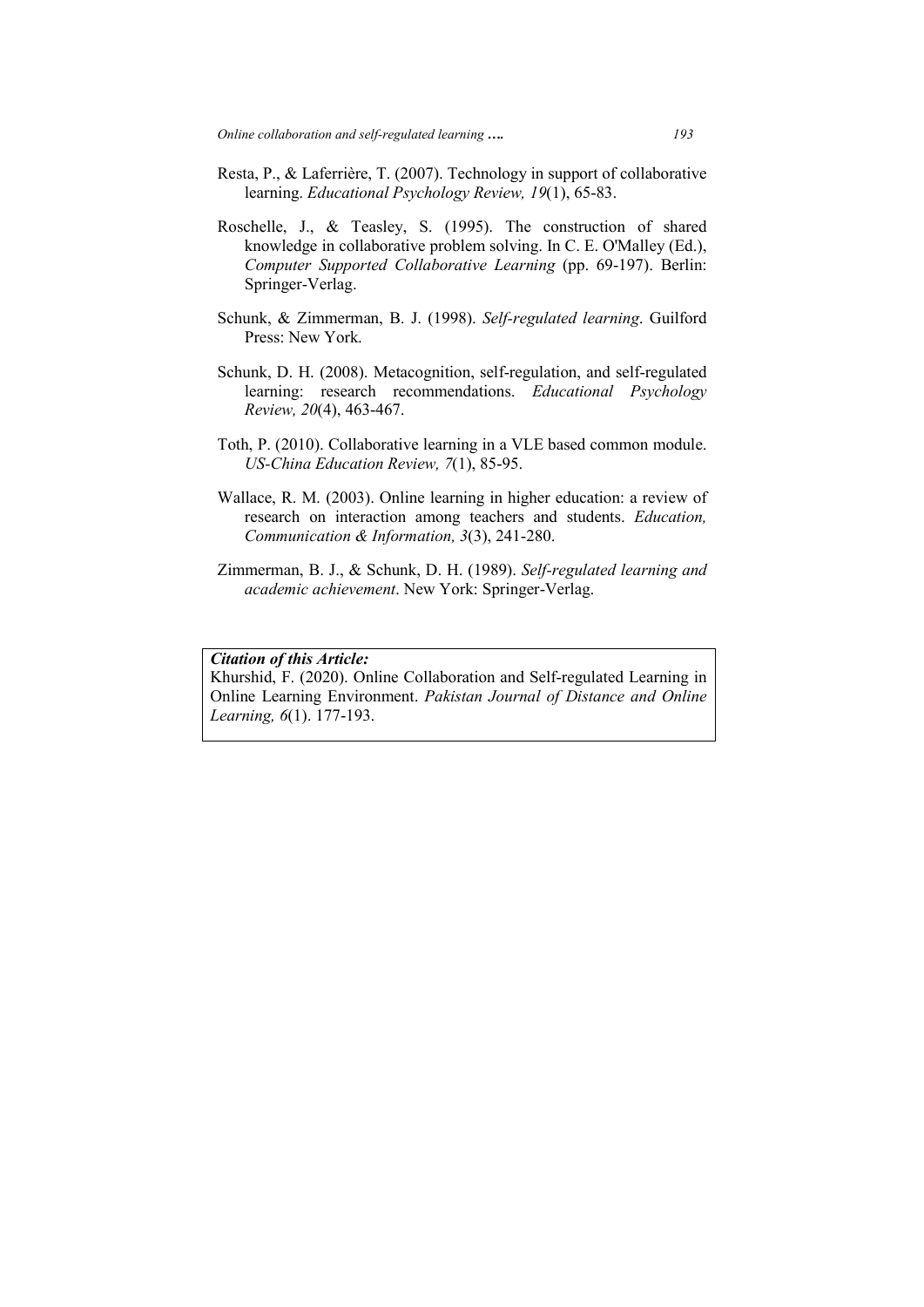Resta, P., & Laferrière, T. (2007). Technology in support of collaborative learning. *Educational Psychology Review, 19*(1), 65-83.

Roschelle, J., & Teasley, S. (1995). The construction of shared knowledge in collaborative problem solving. In C. E. O'Malley (Ed.), *Computer Supported Collaborative Learning* (pp. 69-197). Berlin: Springer-Verlag.

Schunk, & Zimmerman, B. J. (1998). *Self-regulated learning*. Guilford Press: New York.

Schunk, D. H. (2008). Metacognition, self-regulation, and self-regulated learning: research recommendations. *Educational Psychology Review, 20*(4), 463-467.

Toth, P. (2010). Collaborative learning in a VLE based common module. *US-China Education Review, 7*(1), 85-95.

Wallace, R. M. (2003). Online learning in higher education: a review of research on interaction among teachers and students. *Education, Communication & Information, 3*(3), 241-280.

Zimmerman, B. J., & Schunk, D. H. (1989). *Self-regulated learning and academic achievement*. New York: Springer-Verlag.

***Citation of this Article:***
Khurshid, F. (2020). Online Collaboration and Self-regulated Learning in Online Learning Environment. *Pakistan Journal of Distance and Online Learning, 6*(1). 177-193.